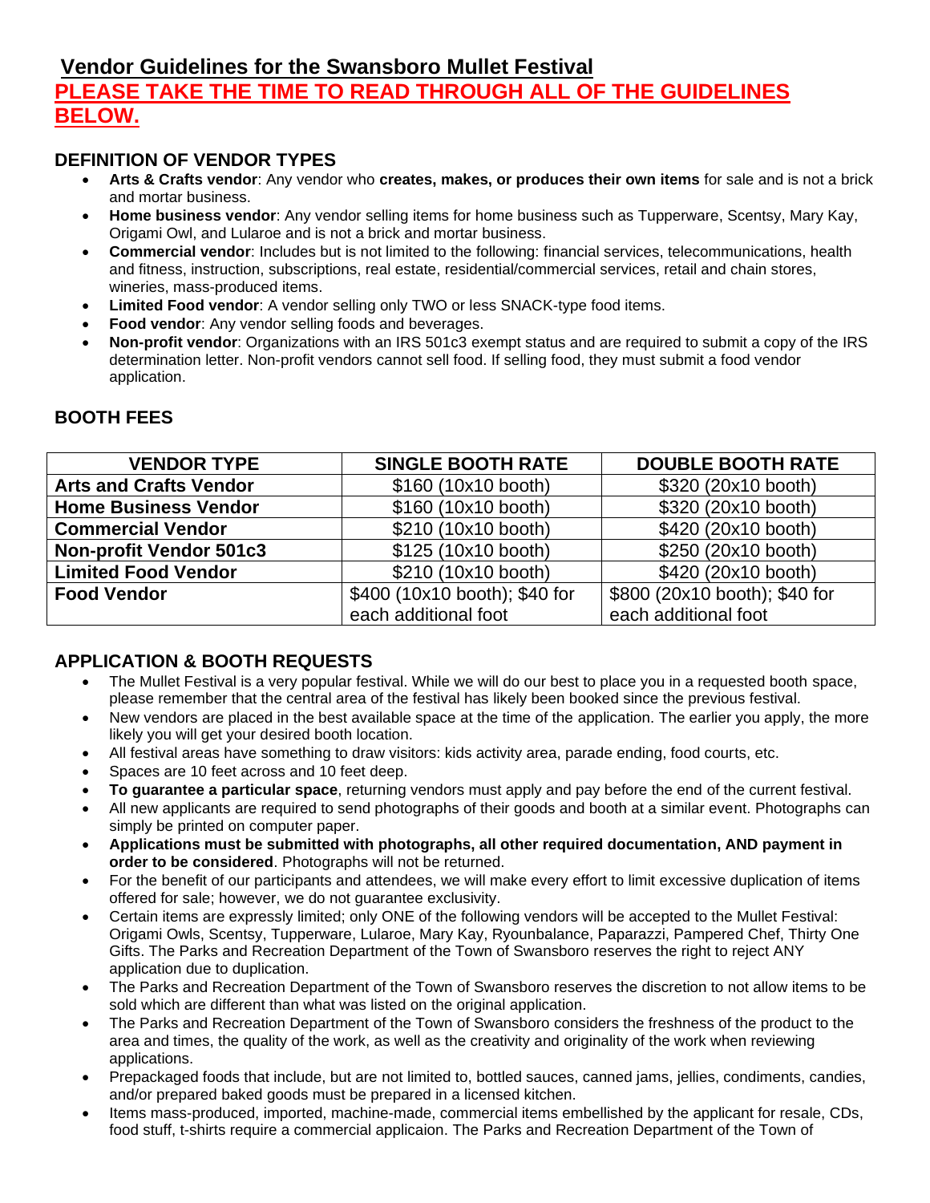# Vendor Guidelines for the Swansboro Mullet Festival

## PLEASE TAKE THE TIME TO READ THROUGH ALL OF THE GUIDELINES BELOW.

### DEFINITION OF VENDOR TYPES

- **Arts & Crafts vendor**: Any vendor who **creates, makes, or produces their own items** for sale and is not a brick and mortar business.
- **Home business vendor**: Any vendor selling items for home business such as Tupperware, Scentsy, Mary Kay, Origami Owl, and Lularoe and is not a brick and mortar business.
- **Commercial vendor**: Includes but is not limited to the following: financial services, telecommunications, health and fitness, instruction, subscriptions, real estate, residential/commercial services, retail and chain stores, wineries, mass-produced items.
- **Limited Food vendor**: A vendor selling only TWO or less SNACK-type food items.
- **Food vendor**: Any vendor selling foods and beverages.
- **Non-profit vendor**: Organizations with an IRS 501c3 exempt status and are required to submit a copy of the IRS determination letter. Non-profit vendors cannot sell food. If selling food, they must submit a food vendor application.

### BOOTH FEES

| VENDOR TYPE | SINGLE BOOTH RATE | DOUBLE BOOTH RATE |
|---|---|---|
| **Arts and Crafts Vendor** | $160 (10x10 booth) | $320 (20x10 booth) |
| **Home Business Vendor** | $160 (10x10 booth) | $320 (20x10 booth) |
| **Commercial Vendor** | $210 (10x10 booth) | $420 (20x10 booth) |
| **Non-profit Vendor 501c3** | $125 (10x10 booth) | $250 (20x10 booth) |
| **Limited Food Vendor** | $210 (10x10 booth) | $420 (20x10 booth) |
| **Food Vendor** | $400 (10x10 booth); $40 for each additional foot | $800 (20x10 booth); $40 for each additional foot |

### APPLICATION & BOOTH REQUESTS

- The Mullet Festival is a very popular festival. While we will do our best to place you in a requested booth space, please remember that the central area of the festival has likely been booked since the previous festival.
- New vendors are placed in the best available space at the time of the application. The earlier you apply, the more likely you will get your desired booth location.
- All festival areas have something to draw visitors: kids activity area, parade ending, food courts, etc.
- Spaces are 10 feet across and 10 feet deep.
- **To guarantee a particular space**, returning vendors must apply and pay before the end of the current festival.
- All new applicants are required to send photographs of their goods and booth at a similar event. Photographs can simply be printed on computer paper.
- **Applications must be submitted with photographs, all other required documentation, AND payment in order to be considered**. Photographs will not be returned.
- For the benefit of our participants and attendees, we will make every effort to limit excessive duplication of items offered for sale; however, we do not guarantee exclusivity.
- Certain items are expressly limited; only ONE of the following vendors will be accepted to the Mullet Festival: Origami Owls, Scentsy, Tupperware, Lularoe, Mary Kay, Ryounbalance, Paparazzi, Pampered Chef, Thirty One Gifts. The Parks and Recreation Department of the Town of Swansboro reserves the right to reject ANY application due to duplication.
- The Parks and Recreation Department of the Town of Swansboro reserves the discretion to not allow items to be sold which are different than what was listed on the original application.
- The Parks and Recreation Department of the Town of Swansboro considers the freshness of the product to the area and times, the quality of the work, as well as the creativity and originality of the work when reviewing applications.
- Prepackaged foods that include, but are not limited to, bottled sauces, canned jams, jellies, condiments, candies, and/or prepared baked goods must be prepared in a licensed kitchen.
- Items mass-produced, imported, machine-made, commercial items embellished by the applicant for resale, CDs, food stuff, t-shirts require a commercial applicaion. The Parks and Recreation Department of the Town of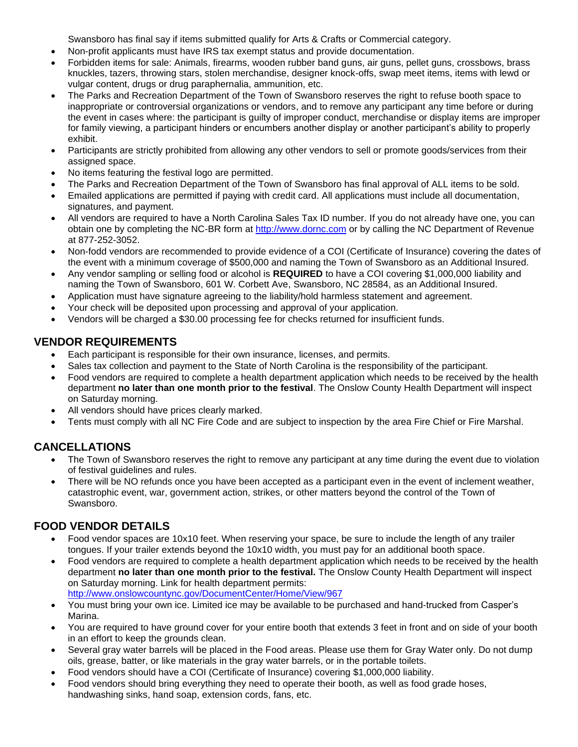Swansboro has final say if items submitted qualify for Arts & Crafts or Commercial category.

- Non-profit applicants must have IRS tax exempt status and provide documentation.
- Forbidden items for sale: Animals, firearms, wooden rubber band guns, air guns, pellet guns, crossbows, brass knuckles, tazers, throwing stars, stolen merchandise, designer knock-offs, swap meet items, items with lewd or vulgar content, drugs or drug paraphernalia, ammunition, etc.
- The Parks and Recreation Department of the Town of Swansboro reserves the right to refuse booth space to inappropriate or controversial organizations or vendors, and to remove any participant any time before or during the event in cases where: the participant is guilty of improper conduct, merchandise or display items are improper for family viewing, a participant hinders or encumbers another display or another participant's ability to properly exhibit.
- Participants are strictly prohibited from allowing any other vendors to sell or promote goods/services from their assigned space.
- No items featuring the festival logo are permitted.
- The Parks and Recreation Department of the Town of Swansboro has final approval of ALL items to be sold.
- Emailed applications are permitted if paying with credit card. All applications must include all documentation, signatures, and payment.
- All vendors are required to have a North Carolina Sales Tax ID number. If you do not already have one, you can obtain one by completing the NC-BR form at http://www.dornc.com or by calling the NC Department of Revenue at 877-252-3052.
- Non-fodd vendors are recommended to provide evidence of a COI (Certificate of Insurance) covering the dates of the event with a minimum coverage of $500,000 and naming the Town of Swansboro as an Additional Insured.
- Any vendor sampling or selling food or alcohol is **REQUIRED** to have a COI covering $1,000,000 liability and naming the Town of Swansboro, 601 W. Corbett Ave, Swansboro, NC 28584, as an Additional Insured.
- Application must have signature agreeing to the liability/hold harmless statement and agreement.
- Your check will be deposited upon processing and approval of your application.
- Vendors will be charged a $30.00 processing fee for checks returned for insufficient funds.

## VENDOR REQUIREMENTS

- Each participant is responsible for their own insurance, licenses, and permits.
- Sales tax collection and payment to the State of North Carolina is the responsibility of the participant.
- Food vendors are required to complete a health department application which needs to be received by the health department **no later than one month prior to the festival**. The Onslow County Health Department will inspect on Saturday morning.
- All vendors should have prices clearly marked.
- Tents must comply with all NC Fire Code and are subject to inspection by the area Fire Chief or Fire Marshal.

## CANCELLATIONS

- The Town of Swansboro reserves the right to remove any participant at any time during the event due to violation of festival guidelines and rules.
- There will be NO refunds once you have been accepted as a participant even in the event of inclement weather, catastrophic event, war, government action, strikes, or other matters beyond the control of the Town of Swansboro.

## FOOD VENDOR DETAILS

- Food vendor spaces are 10x10 feet. When reserving your space, be sure to include the length of any trailer tongues. If your trailer extends beyond the 10x10 width, you must pay for an additional booth space.
- Food vendors are required to complete a health department application which needs to be received by the health department **no later than one month prior to the festival.** The Onslow County Health Department will inspect on Saturday morning. Link for health department permits: http://www.onslowcountync.gov/DocumentCenter/Home/View/967
- You must bring your own ice. Limited ice may be available to be purchased and hand-trucked from Casper's Marina.
- You are required to have ground cover for your entire booth that extends 3 feet in front and on side of your booth in an effort to keep the grounds clean.
- Several gray water barrels will be placed in the Food areas. Please use them for Gray Water only. Do not dump oils, grease, batter, or like materials in the gray water barrels, or in the portable toilets.
- Food vendors should have a COI (Certificate of Insurance) covering $1,000,000 liability.
- Food vendors should bring everything they need to operate their booth, as well as food grade hoses, handwashing sinks, hand soap, extension cords, fans, etc.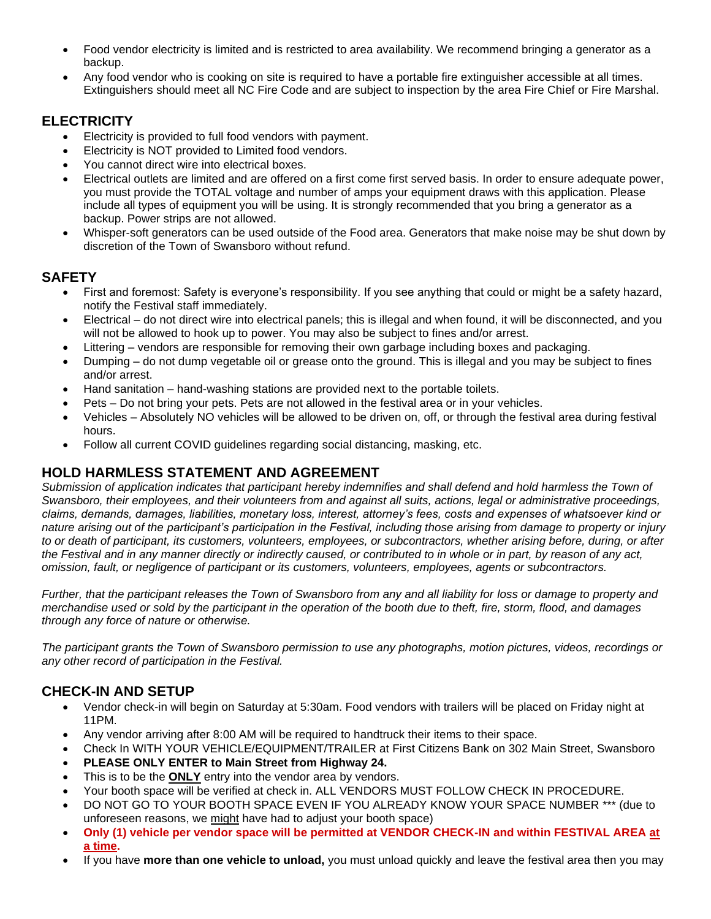- Food vendor electricity is limited and is restricted to area availability. We recommend bringing a generator as a backup.
- Any food vendor who is cooking on site is required to have a portable fire extinguisher accessible at all times. Extinguishers should meet all NC Fire Code and are subject to inspection by the area Fire Chief or Fire Marshal.

## ELECTRICITY

- Electricity is provided to full food vendors with payment.
- Electricity is NOT provided to Limited food vendors.
- You cannot direct wire into electrical boxes.
- Electrical outlets are limited and are offered on a first come first served basis. In order to ensure adequate power, you must provide the TOTAL voltage and number of amps your equipment draws with this application. Please include all types of equipment you will be using. It is strongly recommended that you bring a generator as a backup. Power strips are not allowed.
- Whisper-soft generators can be used outside of the Food area. Generators that make noise may be shut down by discretion of the Town of Swansboro without refund.

## SAFETY

- First and foremost: Safety is everyone's responsibility. If you see anything that could or might be a safety hazard, notify the Festival staff immediately.
- Electrical – do not direct wire into electrical panels; this is illegal and when found, it will be disconnected, and you will not be allowed to hook up to power. You may also be subject to fines and/or arrest.
- Littering – vendors are responsible for removing their own garbage including boxes and packaging.
- Dumping – do not dump vegetable oil or grease onto the ground. This is illegal and you may be subject to fines and/or arrest.
- Hand sanitation – hand-washing stations are provided next to the portable toilets.
- Pets – Do not bring your pets. Pets are not allowed in the festival area or in your vehicles.
- Vehicles – Absolutely NO vehicles will be allowed to be driven on, off, or through the festival area during festival hours.
- Follow all current COVID guidelines regarding social distancing, masking, etc.

## HOLD HARMLESS STATEMENT AND AGREEMENT

*Submission of application indicates that participant hereby indemnifies and shall defend and hold harmless the Town of Swansboro, their employees, and their volunteers from and against all suits, actions, legal or administrative proceedings, claims, demands, damages, liabilities, monetary loss, interest, attorney's fees, costs and expenses of whatsoever kind or nature arising out of the participant's participation in the Festival, including those arising from damage to property or injury to or death of participant, its customers, volunteers, employees, or subcontractors, whether arising before, during, or after the Festival and in any manner directly or indirectly caused, or contributed to in whole or in part, by reason of any act, omission, fault, or negligence of participant or its customers, volunteers, employees, agents or subcontractors.*

*Further, that the participant releases the Town of Swansboro from any and all liability for loss or damage to property and merchandise used or sold by the participant in the operation of the booth due to theft, fire, storm, flood, and damages through any force of nature or otherwise.*

*The participant grants the Town of Swansboro permission to use any photographs, motion pictures, videos, recordings or any other record of participation in the Festival.*

## CHECK-IN AND SETUP

- Vendor check-in will begin on Saturday at 5:30am. Food vendors with trailers will be placed on Friday night at 11PM.
- Any vendor arriving after 8:00 AM will be required to handtruck their items to their space.
- Check In WITH YOUR VEHICLE/EQUIPMENT/TRAILER at First Citizens Bank on 302 Main Street, Swansboro
- **PLEASE ONLY ENTER to Main Street from Highway 24.**
- This is to be the **ONLY** entry into the vendor area by vendors.
- Your booth space will be verified at check in. ALL VENDORS MUST FOLLOW CHECK IN PROCEDURE.
- DO NOT GO TO YOUR BOOTH SPACE EVEN IF YOU ALREADY KNOW YOUR SPACE NUMBER *** (due to unforeseen reasons, we might have had to adjust your booth space)
- **Only (1) vehicle per vendor space will be permitted at VENDOR CHECK-IN and within FESTIVAL AREA at a time.**
- If you have **more than one vehicle to unload,** you must unload quickly and leave the festival area then you may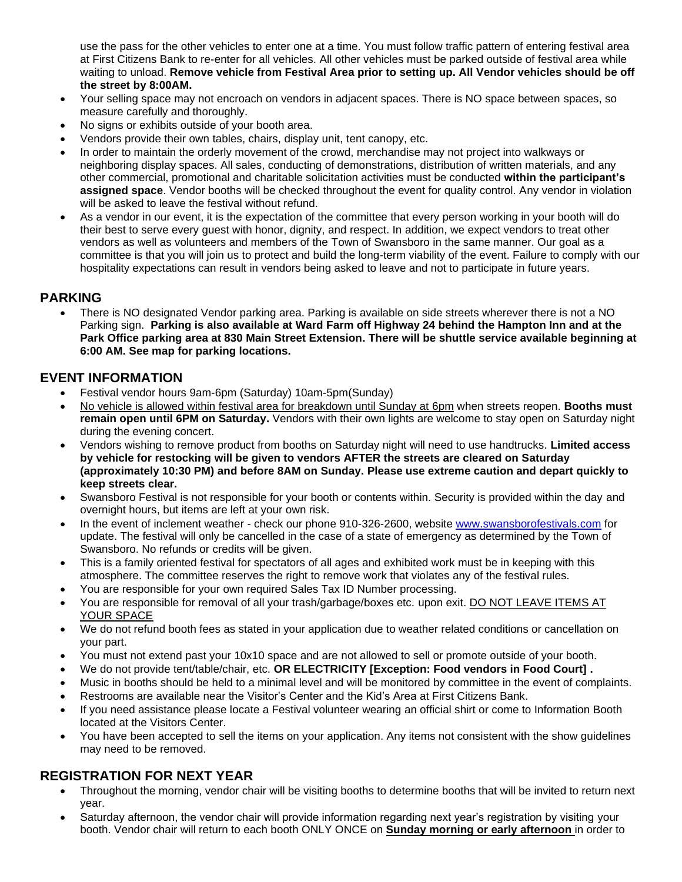use the pass for the other vehicles to enter one at a time. You must follow traffic pattern of entering festival area at First Citizens Bank to re-enter for all vehicles. All other vehicles must be parked outside of festival area while waiting to unload. **Remove vehicle from Festival Area prior to setting up. All Vendor vehicles should be off the street by 8:00AM.**

- Your selling space may not encroach on vendors in adjacent spaces. There is NO space between spaces, so measure carefully and thoroughly.
- No signs or exhibits outside of your booth area.
- Vendors provide their own tables, chairs, display unit, tent canopy, etc.
- In order to maintain the orderly movement of the crowd, merchandise may not project into walkways or neighboring display spaces. All sales, conducting of demonstrations, distribution of written materials, and any other commercial, promotional and charitable solicitation activities must be conducted **within the participant's assigned space**. Vendor booths will be checked throughout the event for quality control. Any vendor in violation will be asked to leave the festival without refund.
- As a vendor in our event, it is the expectation of the committee that every person working in your booth will do their best to serve every guest with honor, dignity, and respect. In addition, we expect vendors to treat other vendors as well as volunteers and members of the Town of Swansboro in the same manner. Our goal as a committee is that you will join us to protect and build the long-term viability of the event. Failure to comply with our hospitality expectations can result in vendors being asked to leave and not to participate in future years.

## PARKING

- There is NO designated Vendor parking area. Parking is available on side streets wherever there is not a NO Parking sign. **Parking is also available at Ward Farm off Highway 24 behind the Hampton Inn and at the Park Office parking area at 830 Main Street Extension. There will be shuttle service available beginning at 6:00 AM. See map for parking locations.**

## EVENT INFORMATION

- Festival vendor hours 9am-6pm (Saturday) 10am-5pm(Sunday)
- <u>No vehicle is allowed within festival area for breakdown until Sunday at 6pm</u> when streets reopen. **Booths must remain open until 6PM on Saturday.** Vendors with their own lights are welcome to stay open on Saturday night during the evening concert.
- Vendors wishing to remove product from booths on Saturday night will need to use handtrucks. **Limited access by vehicle for restocking will be given to vendors AFTER the streets are cleared on Saturday (approximately 10:30 PM) and before 8AM on Sunday. Please use extreme caution and depart quickly to keep streets clear.**
- Swansboro Festival is not responsible for your booth or contents within. Security is provided within the day and overnight hours, but items are left at your own risk.
- In the event of inclement weather - check our phone 910-326-2600, website [www.swansborofestivals.com](http://www.swansborofestivals.com) for update. The festival will only be cancelled in the case of a state of emergency as determined by the Town of Swansboro. No refunds or credits will be given.
- This is a family oriented festival for spectators of all ages and exhibited work must be in keeping with this atmosphere. The committee reserves the right to remove work that violates any of the festival rules.
- You are responsible for your own required Sales Tax ID Number processing.
- You are responsible for removal of all your trash/garbage/boxes etc. upon exit. <u>DO NOT LEAVE ITEMS AT YOUR SPACE</u>
- We do not refund booth fees as stated in your application due to weather related conditions or cancellation on your part.
- You must not extend past your 10x10 space and are not allowed to sell or promote outside of your booth.
- We do not provide tent/table/chair, etc. **OR ELECTRICITY [Exception: Food vendors in Food Court] .**
- Music in booths should be held to a minimal level and will be monitored by committee in the event of complaints.
- Restrooms are available near the Visitor's Center and the Kid's Area at First Citizens Bank.
- If you need assistance please locate a Festival volunteer wearing an official shirt or come to Information Booth located at the Visitors Center.
- You have been accepted to sell the items on your application. Any items not consistent with the show guidelines may need to be removed.

## REGISTRATION FOR NEXT YEAR

- Throughout the morning, vendor chair will be visiting booths to determine booths that will be invited to return next year.
- Saturday afternoon, the vendor chair will provide information regarding next year's registration by visiting your booth. Vendor chair will return to each booth ONLY ONCE on <u>**Sunday morning or early afternoon**</u> in order to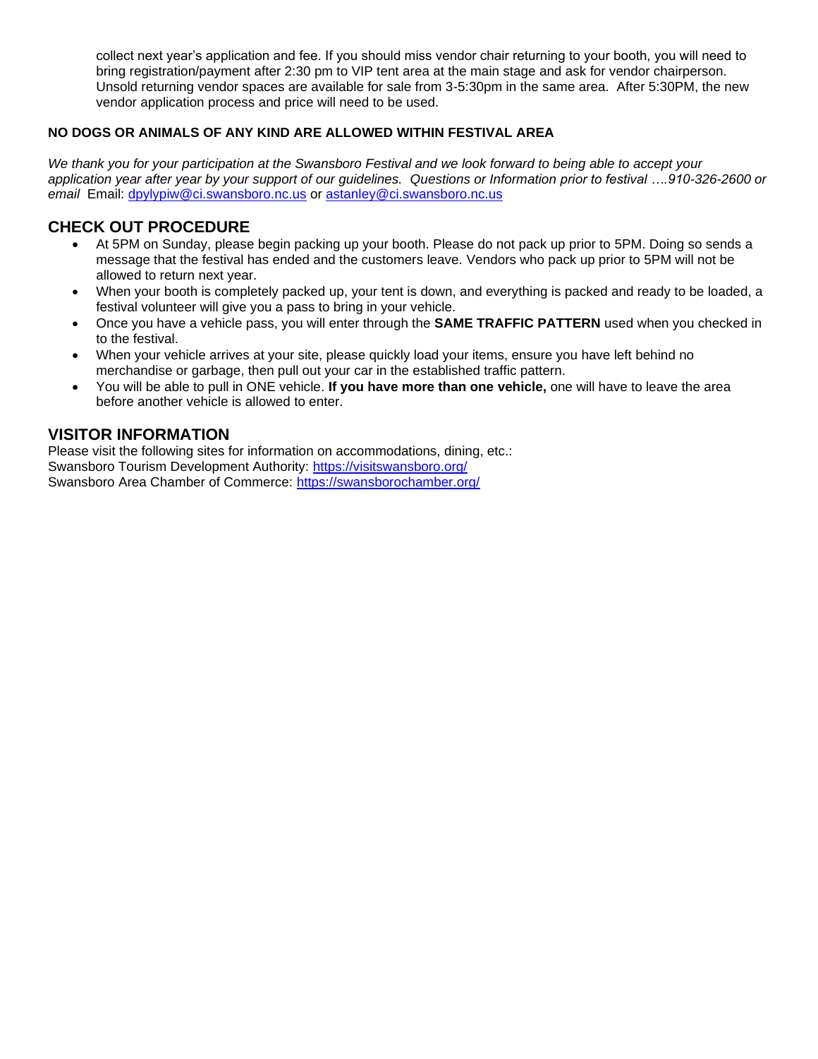collect next year's application and fee. If you should miss vendor chair returning to your booth, you will need to bring registration/payment after 2:30 pm to VIP tent area at the main stage and ask for vendor chairperson. Unsold returning vendor spaces are available for sale from 3-5:30pm in the same area. After 5:30PM, the new vendor application process and price will need to be used.

**NO DOGS OR ANIMALS OF ANY KIND ARE ALLOWED WITHIN FESTIVAL AREA**

*We thank you for your participation at the Swansboro Festival and we look forward to being able to accept your application year after year by your support of our guidelines. Questions or Information prior to festival ….910-326-2600 or email* Email: dpylypiw@ci.swansboro.nc.us or astanley@ci.swansboro.nc.us

## CHECK OUT PROCEDURE

- At 5PM on Sunday, please begin packing up your booth. Please do not pack up prior to 5PM. Doing so sends a message that the festival has ended and the customers leave. Vendors who pack up prior to 5PM will not be allowed to return next year.
- When your booth is completely packed up, your tent is down, and everything is packed and ready to be loaded, a festival volunteer will give you a pass to bring in your vehicle.
- Once you have a vehicle pass, you will enter through the **SAME TRAFFIC PATTERN** used when you checked in to the festival.
- When your vehicle arrives at your site, please quickly load your items, ensure you have left behind no merchandise or garbage, then pull out your car in the established traffic pattern.
- You will be able to pull in ONE vehicle. **If you have more than one vehicle,** one will have to leave the area before another vehicle is allowed to enter.

## VISITOR INFORMATION

Please visit the following sites for information on accommodations, dining, etc.:
Swansboro Tourism Development Authority: https://visitswansboro.org/
Swansboro Area Chamber of Commerce: https://swansborochamber.org/